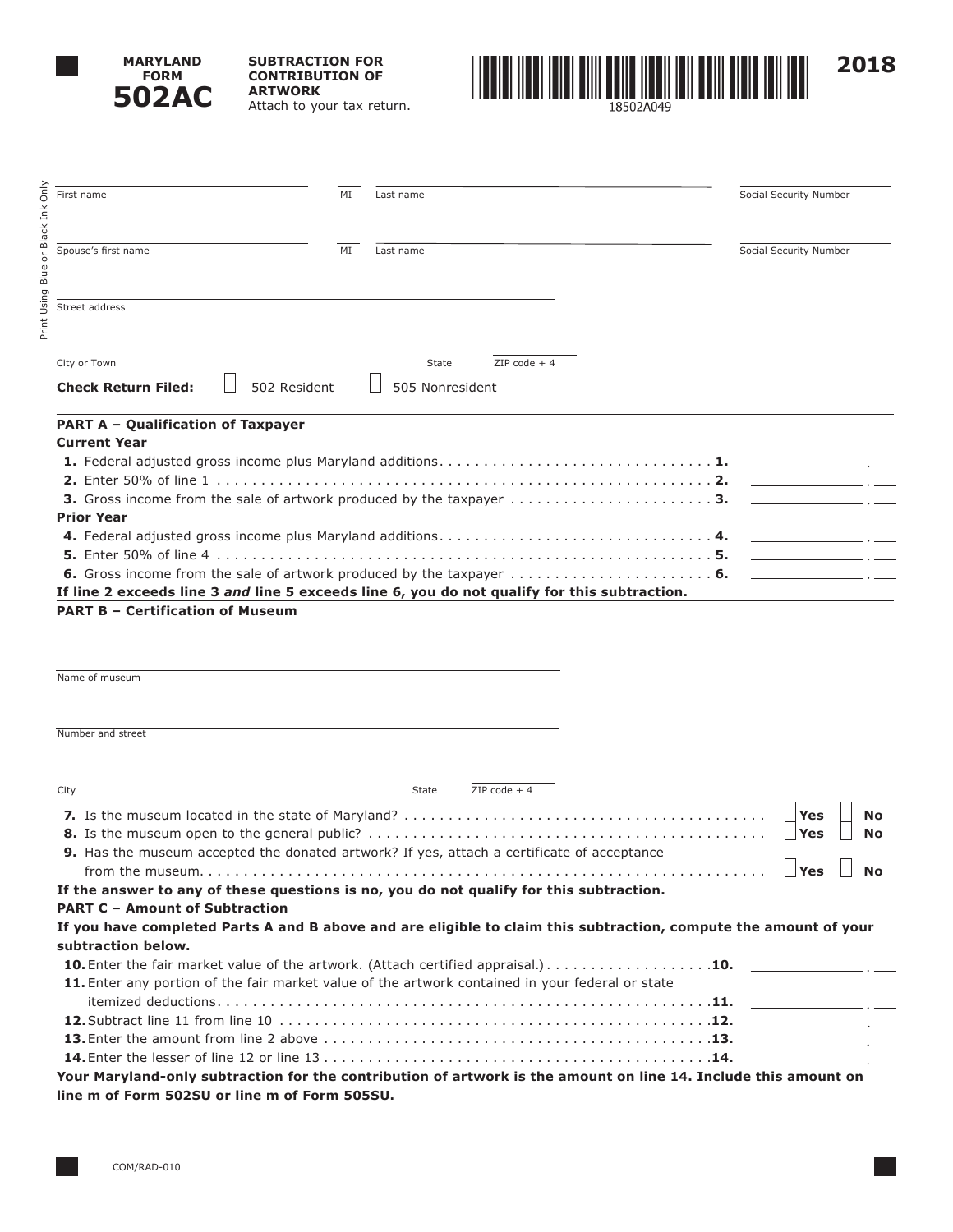# MARYLAND FORM 502AC

## SUBTRACTION FOR CONTRIBUTION OF ARTWORK

Attach to your tax return.

18502A049

**2018**

Print Using Blue or Black Ink Only

First name ____ MI ____ Last name ____ Social Security Number ____

Spouse's first name ____ MI ____ Last name ____ Social Security Number ____

Street address ____

City or Town ____ State ____ ZIP code + 4 ____

**Check Return Filed:** ☐ 502 Resident ☐ 505 Nonresident

### PART A – Qualification of Taxpayer

**Current Year**

1. Federal adjusted gross income plus Maryland additions. . . . . . . . . . . . . . . . . . . . . . . . . . . . . . . **1.** ________ . ___
2. Enter 50% of line 1 . . . . . . . . . . . . . . . . . . . . . . . . . . . . . . . . . . . . . . . . . . . . . . . . . . . . . . . **2.** ________ . ___
3. Gross income from the sale of artwork produced by the taxpayer . . . . . . . . . . . . . . . . . . . . . . . **3.** ________ . ___

**Prior Year**

4. Federal adjusted gross income plus Maryland additions. . . . . . . . . . . . . . . . . . . . . . . . . . . . . . . **4.** ________ . ___
5. Enter 50% of line 4 . . . . . . . . . . . . . . . . . . . . . . . . . . . . . . . . . . . . . . . . . . . . . . . . . . . . . . . **5.** ________ . ___
6. Gross income from the sale of artwork produced by the taxpayer . . . . . . . . . . . . . . . . . . . . . . . **6.** ________ . ___

**If line 2 exceeds line 3 *and* line 5 exceeds line 6, you do not qualify for this subtraction.**

### PART B – Certification of Museum

Name of museum ____

Number and street ____

City ____ State ____ ZIP code + 4 ____

7. Is the museum located in the state of Maryland? . . . . . . . . . . . . . . . . . . . . . . . . . . . . . . . . . . . . . . . . . ☐ **Yes** ☐ **No**
8. Is the museum open to the general public? . . . . . . . . . . . . . . . . . . . . . . . . . . . . . . . . . . . . . . . . . . . . . ☐ **Yes** ☐ **No**
9. Has the museum accepted the donated artwork? If yes, attach a certificate of acceptance from the museum. . . . . . . . . . . . . . . . . . . . . . . . . . . . . . . . . . . . . . . . . . . . . . . . . . . . . . . . . . . . . . . . ☐ **Yes** ☐ **No**

**If the answer to any of these questions is no, you do not qualify for this subtraction.**

### PART C – Amount of Subtraction

**If you have completed Parts A and B above and are eligible to claim this subtraction, compute the amount of your subtraction below.**

10. Enter the fair market value of the artwork. (Attach certified appraisal.) . . . . . . . . . . . . . . . . . . . **10.** ________ . ___
11. Enter any portion of the fair market value of the artwork contained in your federal or state itemized deductions. . . . . . . . . . . . . . . . . . . . . . . . . . . . . . . . . . . . . . . . . . . . . . . . . . . . . . . **11.** ________ . ___
12. Subtract line 11 from line 10 . . . . . . . . . . . . . . . . . . . . . . . . . . . . . . . . . . . . . . . . . . . . . . . . . **12.** ________ . ___
13. Enter the amount from line 2 above . . . . . . . . . . . . . . . . . . . . . . . . . . . . . . . . . . . . . . . . . . . . **13.** ________ . ___
14. Enter the lesser of line 12 or line 13 . . . . . . . . . . . . . . . . . . . . . . . . . . . . . . . . . . . . . . . . . . . . **14.** ________ . ___

**Your Maryland-only subtraction for the contribution of artwork is the amount on line 14. Include this amount on line m of Form 502SU or line m of Form 505SU.**

COM/RAD-010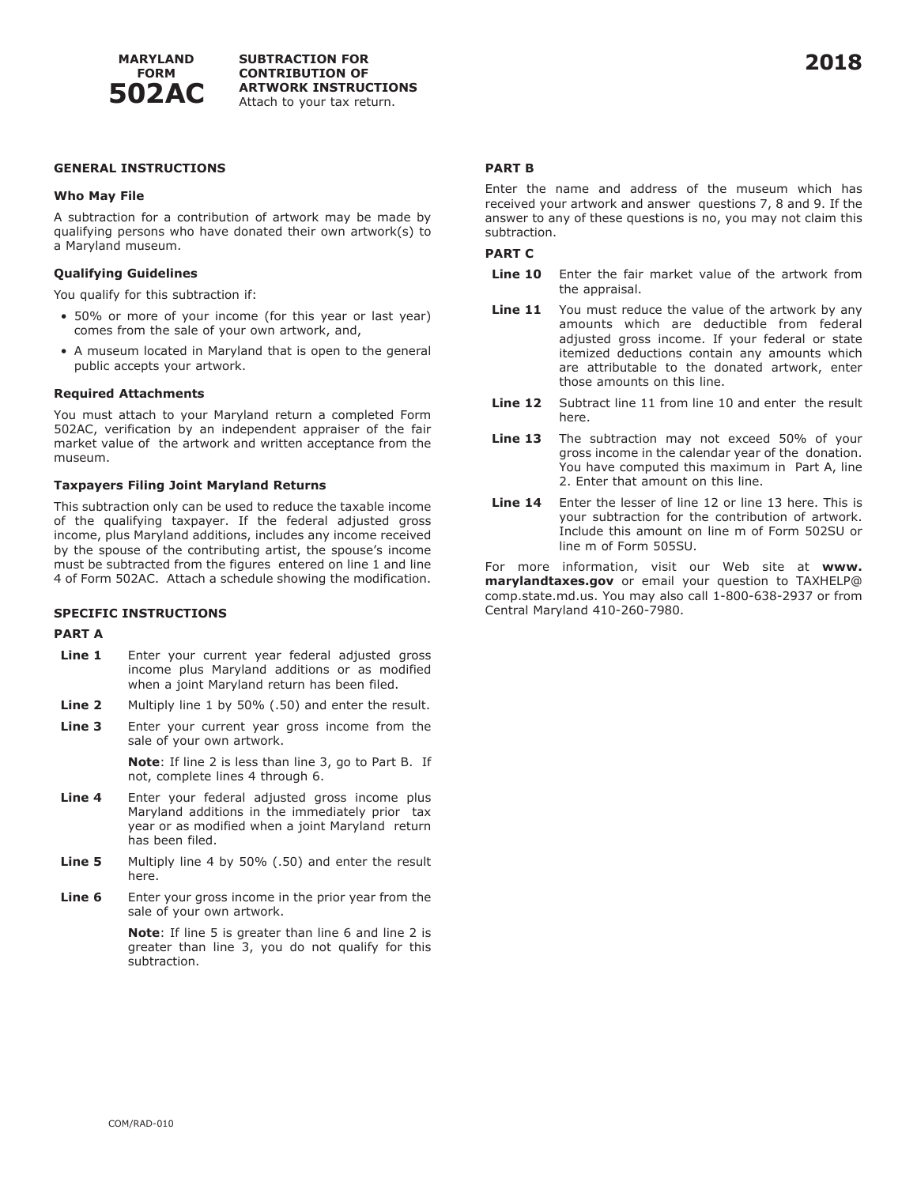# MARYLAND FORM 502AC

**SUBTRACTION FOR CONTRIBUTION OF ARTWORK INSTRUCTIONS**
Attach to your tax return.

**2018**

## GENERAL INSTRUCTIONS

### Who May File

A subtraction for a contribution of artwork may be made by qualifying persons who have donated their own artwork(s) to a Maryland museum.

### Qualifying Guidelines

You qualify for this subtraction if:

- 50% or more of your income (for this year or last year) comes from the sale of your own artwork, and,
- A museum located in Maryland that is open to the general public accepts your artwork.

### Required Attachments

You must attach to your Maryland return a completed Form 502AC, verification by an independent appraiser of the fair market value of the artwork and written acceptance from the museum.

### Taxpayers Filing Joint Maryland Returns

This subtraction only can be used to reduce the taxable income of the qualifying taxpayer. If the federal adjusted gross income, plus Maryland additions, includes any income received by the spouse of the contributing artist, the spouse's income must be subtracted from the figures entered on line 1 and line 4 of Form 502AC. Attach a schedule showing the modification.

## SPECIFIC INSTRUCTIONS

### PART A

**Line 1** Enter your current year federal adjusted gross income plus Maryland additions or as modified when a joint Maryland return has been filed.

**Line 2** Multiply line 1 by 50% (.50) and enter the result.

**Line 3** Enter your current year gross income from the sale of your own artwork.

**Note**: If line 2 is less than line 3, go to Part B. If not, complete lines 4 through 6.

**Line 4** Enter your federal adjusted gross income plus Maryland additions in the immediately prior tax year or as modified when a joint Maryland return has been filed.

**Line 5** Multiply line 4 by 50% (.50) and enter the result here.

**Line 6** Enter your gross income in the prior year from the sale of your own artwork.

**Note**: If line 5 is greater than line 6 and line 2 is greater than line 3, you do not qualify for this subtraction.

### PART B

Enter the name and address of the museum which has received your artwork and answer questions 7, 8 and 9. If the answer to any of these questions is no, you may not claim this subtraction.

### PART C

**Line 10** Enter the fair market value of the artwork from the appraisal.

**Line 11** You must reduce the value of the artwork by any amounts which are deductible from federal adjusted gross income. If your federal or state itemized deductions contain any amounts which are attributable to the donated artwork, enter those amounts on this line.

**Line 12** Subtract line 11 from line 10 and enter the result here.

**Line 13** The subtraction may not exceed 50% of your gross income in the calendar year of the donation. You have computed this maximum in Part A, line 2. Enter that amount on this line.

**Line 14** Enter the lesser of line 12 or line 13 here. This is your subtraction for the contribution of artwork. Include this amount on line m of Form 502SU or line m of Form 505SU.

For more information, visit our Web site at **www.marylandtaxes.gov** or email your question to TAXHELP@comp.state.md.us. You may also call 1-800-638-2937 or from Central Maryland 410-260-7980.

COM/RAD-010